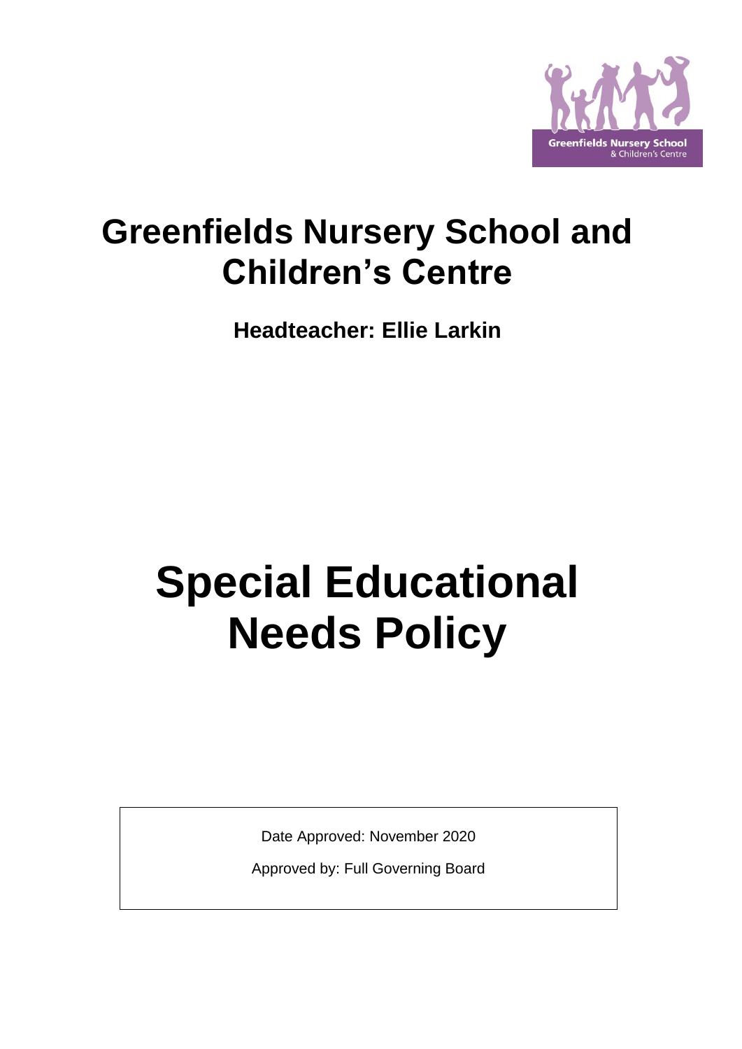# Greenfields Nursery School and Children's Centre

**Headteacher: Ellie Larkin**

# Special Educational Needs Policy

Date Approved: November 2020

Approved by: Full Governing Board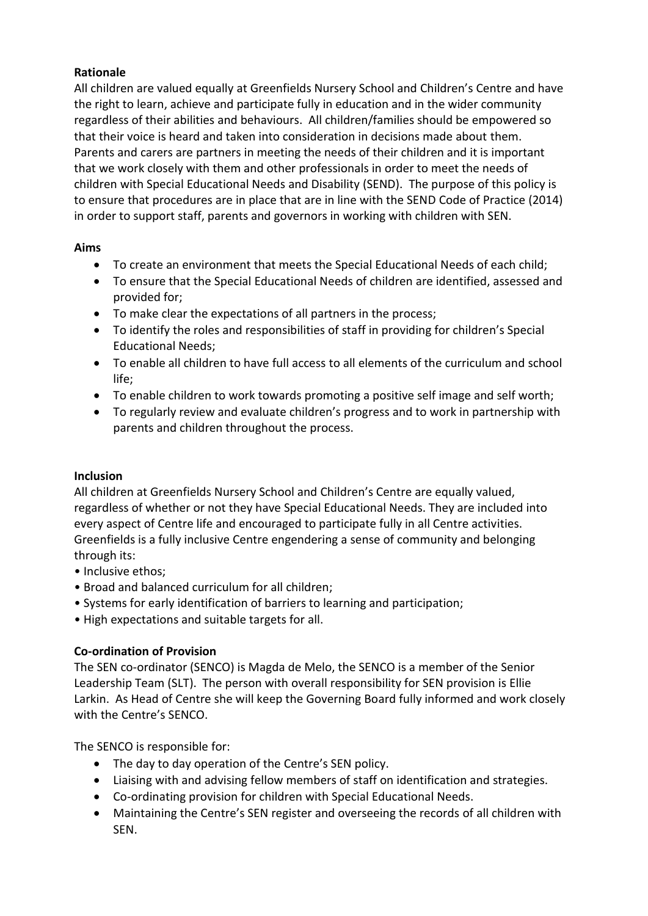**Rationale**

All children are valued equally at Greenfields Nursery School and Children's Centre and have the right to learn, achieve and participate fully in education and in the wider community regardless of their abilities and behaviours. All children/families should be empowered so that their voice is heard and taken into consideration in decisions made about them. Parents and carers are partners in meeting the needs of their children and it is important that we work closely with them and other professionals in order to meet the needs of children with Special Educational Needs and Disability (SEND). The purpose of this policy is to ensure that procedures are in place that are in line with the SEND Code of Practice (2014) in order to support staff, parents and governors in working with children with SEN.

**Aims**

- To create an environment that meets the Special Educational Needs of each child;
- To ensure that the Special Educational Needs of children are identified, assessed and provided for;
- To make clear the expectations of all partners in the process;
- To identify the roles and responsibilities of staff in providing for children's Special Educational Needs;
- To enable all children to have full access to all elements of the curriculum and school life;
- To enable children to work towards promoting a positive self image and self worth;
- To regularly review and evaluate children's progress and to work in partnership with parents and children throughout the process.

**Inclusion**

All children at Greenfields Nursery School and Children's Centre are equally valued, regardless of whether or not they have Special Educational Needs. They are included into every aspect of Centre life and encouraged to participate fully in all Centre activities. Greenfields is a fully inclusive Centre engendering a sense of community and belonging through its:

- Inclusive ethos;
- Broad and balanced curriculum for all children;
- Systems for early identification of barriers to learning and participation;
- High expectations and suitable targets for all.

**Co-ordination of Provision**

The SEN co-ordinator (SENCO) is Magda de Melo, the SENCO is a member of the Senior Leadership Team (SLT). The person with overall responsibility for SEN provision is Ellie Larkin. As Head of Centre she will keep the Governing Board fully informed and work closely with the Centre's SENCO.

The SENCO is responsible for:

- The day to day operation of the Centre's SEN policy.
- Liaising with and advising fellow members of staff on identification and strategies.
- Co-ordinating provision for children with Special Educational Needs.
- Maintaining the Centre's SEN register and overseeing the records of all children with SEN.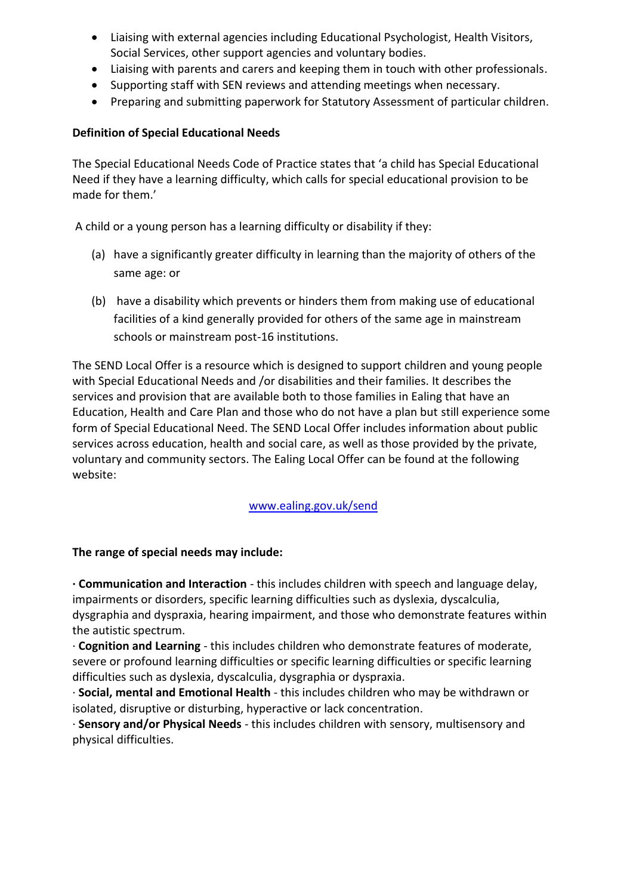- Liaising with external agencies including Educational Psychologist, Health Visitors, Social Services, other support agencies and voluntary bodies.
- Liaising with parents and carers and keeping them in touch with other professionals.
- Supporting staff with SEN reviews and attending meetings when necessary.
- Preparing and submitting paperwork for Statutory Assessment of particular children.

**Definition of Special Educational Needs**

The Special Educational Needs Code of Practice states that 'a child has Special Educational Need if they have a learning difficulty, which calls for special educational provision to be made for them.'

A child or a young person has a learning difficulty or disability if they:

(a) have a significantly greater difficulty in learning than the majority of others of the same age: or

(b) have a disability which prevents or hinders them from making use of educational facilities of a kind generally provided for others of the same age in mainstream schools or mainstream post-16 institutions.

The SEND Local Offer is a resource which is designed to support children and young people with Special Educational Needs and /or disabilities and their families. It describes the services and provision that are available both to those families in Ealing that have an Education, Health and Care Plan and those who do not have a plan but still experience some form of Special Educational Need. The SEND Local Offer includes information about public services across education, health and social care, as well as those provided by the private, voluntary and community sectors. The Ealing Local Offer can be found at the following website:

www.ealing.gov.uk/send

**The range of special needs may include:**

· **Communication and Interaction** - this includes children with speech and language delay, impairments or disorders, specific learning difficulties such as dyslexia, dyscalculia, dysgraphia and dyspraxia, hearing impairment, and those who demonstrate features within the autistic spectrum.

· **Cognition and Learning** - this includes children who demonstrate features of moderate, severe or profound learning difficulties or specific learning difficulties or specific learning difficulties such as dyslexia, dyscalculia, dysgraphia or dyspraxia.

· **Social, mental and Emotional Health** - this includes children who may be withdrawn or isolated, disruptive or disturbing, hyperactive or lack concentration.

· **Sensory and/or Physical Needs** - this includes children with sensory, multisensory and physical difficulties.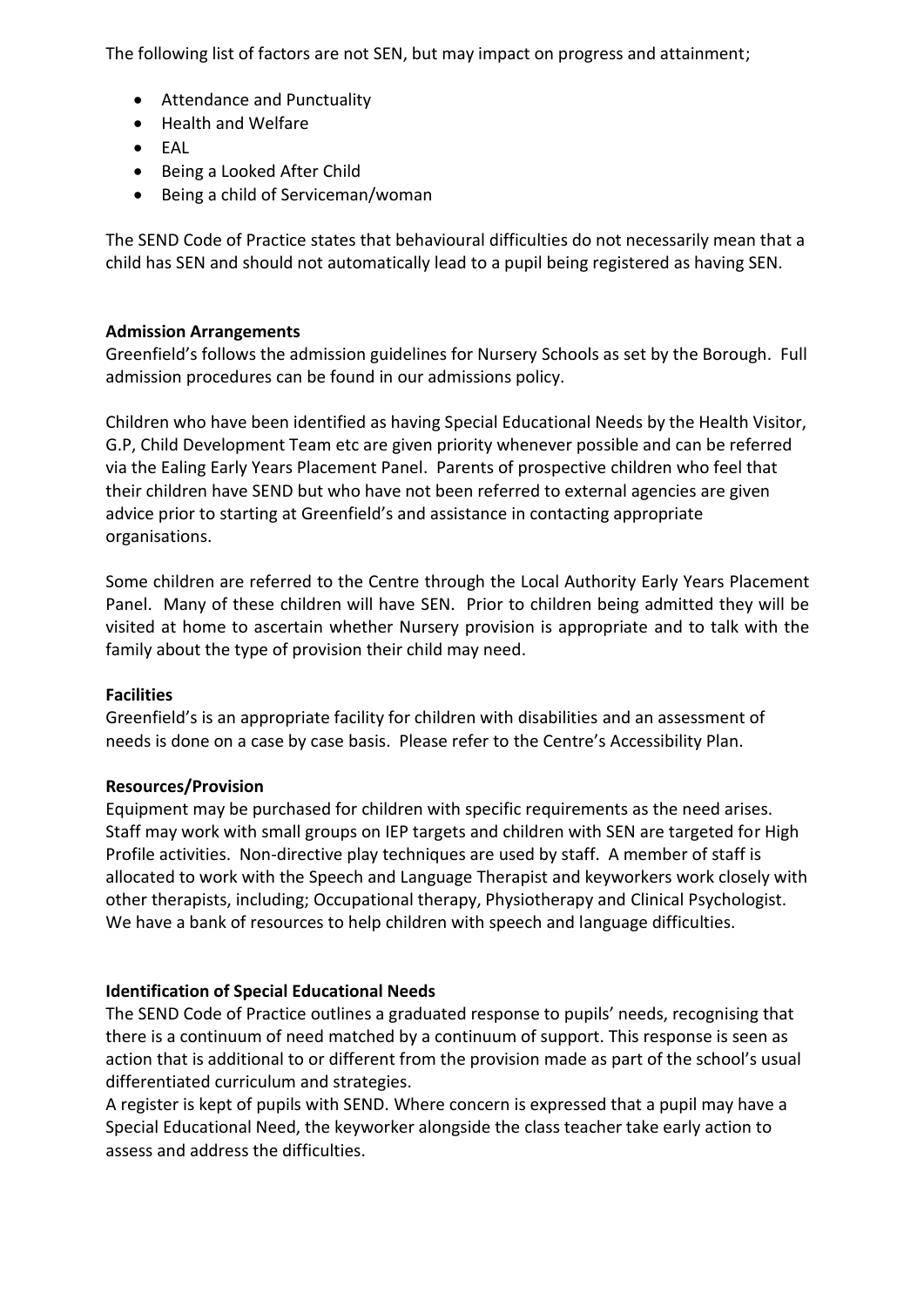The following list of factors are not SEN, but may impact on progress and attainment;

- Attendance and Punctuality
- Health and Welfare
- EAL
- Being a Looked After Child
- Being a child of Serviceman/woman

The SEND Code of Practice states that behavioural difficulties do not necessarily mean that a child has SEN and should not automatically lead to a pupil being registered as having SEN.

**Admission Arrangements**

Greenfield's follows the admission guidelines for Nursery Schools as set by the Borough. Full admission procedures can be found in our admissions policy.

Children who have been identified as having Special Educational Needs by the Health Visitor, G.P, Child Development Team etc are given priority whenever possible and can be referred via the Ealing Early Years Placement Panel. Parents of prospective children who feel that their children have SEND but who have not been referred to external agencies are given advice prior to starting at Greenfield's and assistance in contacting appropriate organisations.

Some children are referred to the Centre through the Local Authority Early Years Placement Panel. Many of these children will have SEN. Prior to children being admitted they will be visited at home to ascertain whether Nursery provision is appropriate and to talk with the family about the type of provision their child may need.

**Facilities**

Greenfield's is an appropriate facility for children with disabilities and an assessment of needs is done on a case by case basis. Please refer to the Centre's Accessibility Plan.

**Resources/Provision**

Equipment may be purchased for children with specific requirements as the need arises. Staff may work with small groups on IEP targets and children with SEN are targeted for High Profile activities. Non-directive play techniques are used by staff. A member of staff is allocated to work with the Speech and Language Therapist and keyworkers work closely with other therapists, including; Occupational therapy, Physiotherapy and Clinical Psychologist. We have a bank of resources to help children with speech and language difficulties.

**Identification of Special Educational Needs**

The SEND Code of Practice outlines a graduated response to pupils' needs, recognising that there is a continuum of need matched by a continuum of support. This response is seen as action that is additional to or different from the provision made as part of the school's usual differentiated curriculum and strategies.

A register is kept of pupils with SEND. Where concern is expressed that a pupil may have a Special Educational Need, the keyworker alongside the class teacher take early action to assess and address the difficulties.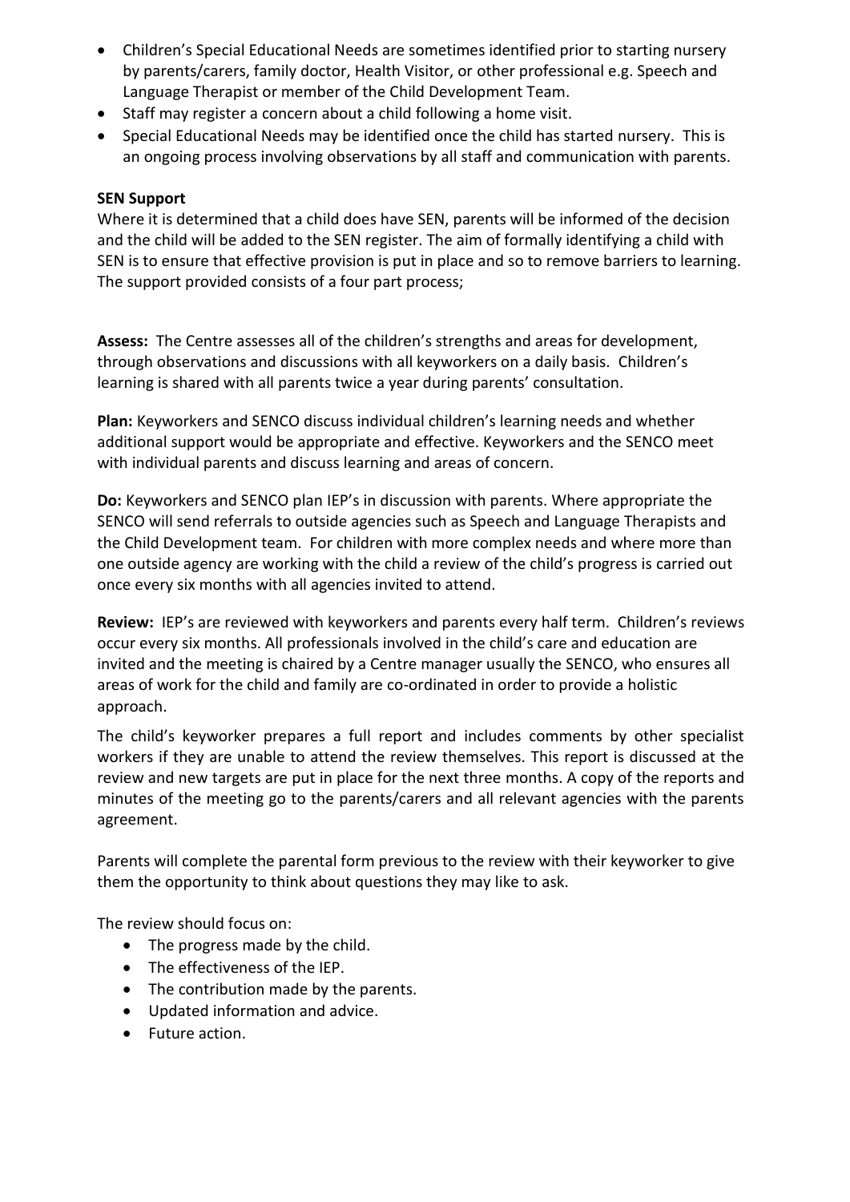- Children's Special Educational Needs are sometimes identified prior to starting nursery by parents/carers, family doctor, Health Visitor, or other professional e.g. Speech and Language Therapist or member of the Child Development Team.
- Staff may register a concern about a child following a home visit.
- Special Educational Needs may be identified once the child has started nursery. This is an ongoing process involving observations by all staff and communication with parents.

**SEN Support**

Where it is determined that a child does have SEN, parents will be informed of the decision and the child will be added to the SEN register. The aim of formally identifying a child with SEN is to ensure that effective provision is put in place and so to remove barriers to learning. The support provided consists of a four part process;

**Assess:** The Centre assesses all of the children's strengths and areas for development, through observations and discussions with all keyworkers on a daily basis. Children's learning is shared with all parents twice a year during parents' consultation.

**Plan:** Keyworkers and SENCO discuss individual children's learning needs and whether additional support would be appropriate and effective. Keyworkers and the SENCO meet with individual parents and discuss learning and areas of concern.

**Do:** Keyworkers and SENCO plan IEP's in discussion with parents. Where appropriate the SENCO will send referrals to outside agencies such as Speech and Language Therapists and the Child Development team. For children with more complex needs and where more than one outside agency are working with the child a review of the child's progress is carried out once every six months with all agencies invited to attend.

**Review:** IEP's are reviewed with keyworkers and parents every half term. Children's reviews occur every six months. All professionals involved in the child's care and education are invited and the meeting is chaired by a Centre manager usually the SENCO, who ensures all areas of work for the child and family are co-ordinated in order to provide a holistic approach.

The child's keyworker prepares a full report and includes comments by other specialist workers if they are unable to attend the review themselves. This report is discussed at the review and new targets are put in place for the next three months. A copy of the reports and minutes of the meeting go to the parents/carers and all relevant agencies with the parents agreement.

Parents will complete the parental form previous to the review with their keyworker to give them the opportunity to think about questions they may like to ask.

The review should focus on:

- The progress made by the child.
- The effectiveness of the IEP.
- The contribution made by the parents.
- Updated information and advice.
- Future action.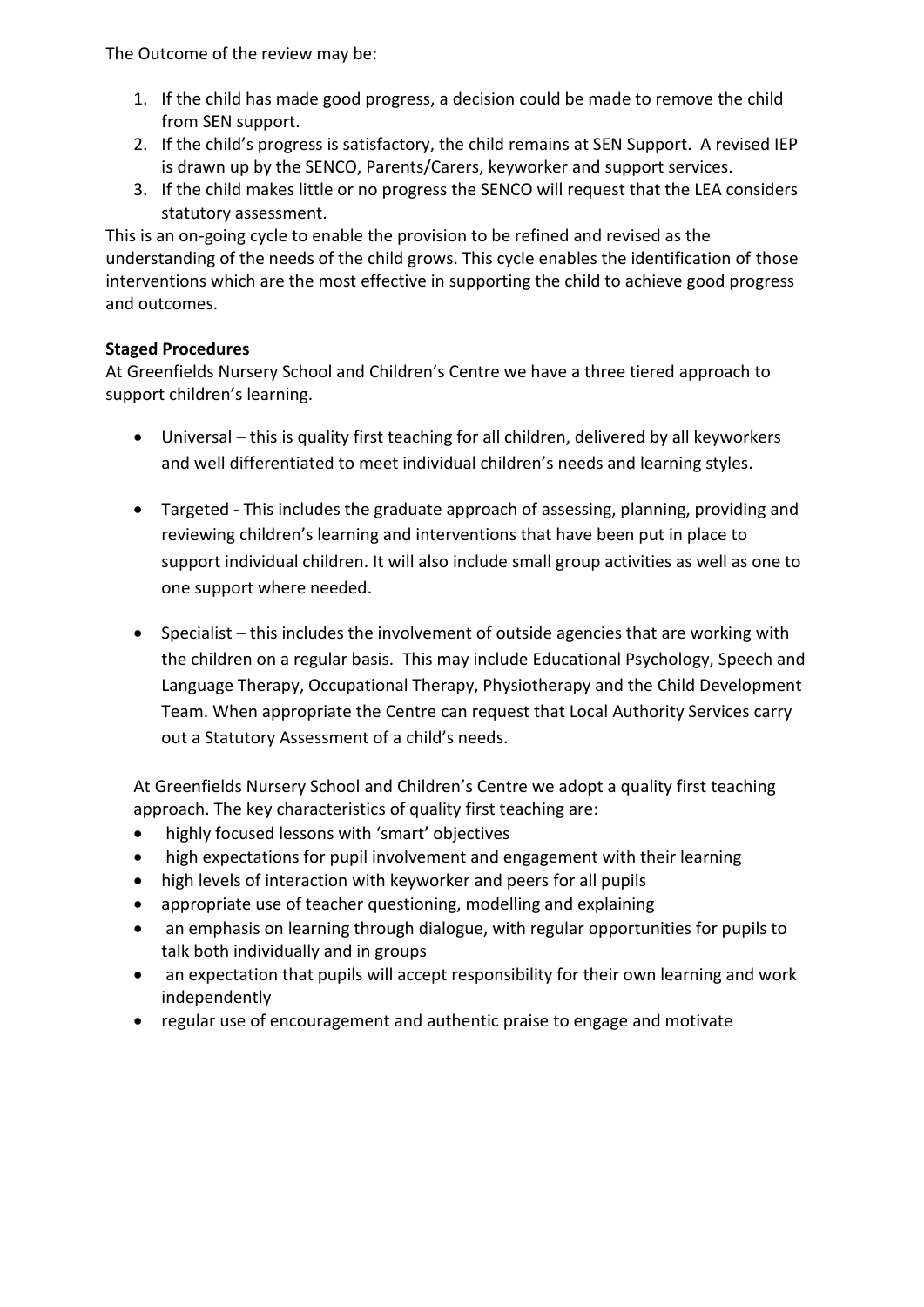The Outcome of the review may be:

1. If the child has made good progress, a decision could be made to remove the child from SEN support.
2. If the child's progress is satisfactory, the child remains at SEN Support. A revised IEP is drawn up by the SENCO, Parents/Carers, keyworker and support services.
3. If the child makes little or no progress the SENCO will request that the LEA considers statutory assessment.

This is an on-going cycle to enable the provision to be refined and revised as the understanding of the needs of the child grows. This cycle enables the identification of those interventions which are the most effective in supporting the child to achieve good progress and outcomes.

**Staged Procedures**

At Greenfields Nursery School and Children's Centre we have a three tiered approach to support children's learning.

- Universal – this is quality first teaching for all children, delivered by all keyworkers and well differentiated to meet individual children's needs and learning styles.
- Targeted - This includes the graduate approach of assessing, planning, providing and reviewing children's learning and interventions that have been put in place to support individual children. It will also include small group activities as well as one to one support where needed.
- Specialist – this includes the involvement of outside agencies that are working with the children on a regular basis. This may include Educational Psychology, Speech and Language Therapy, Occupational Therapy, Physiotherapy and the Child Development Team. When appropriate the Centre can request that Local Authority Services carry out a Statutory Assessment of a child's needs.

At Greenfields Nursery School and Children's Centre we adopt a quality first teaching approach. The key characteristics of quality first teaching are:

- highly focused lessons with 'smart' objectives
- high expectations for pupil involvement and engagement with their learning
- high levels of interaction with keyworker and peers for all pupils
- appropriate use of teacher questioning, modelling and explaining
- an emphasis on learning through dialogue, with regular opportunities for pupils to talk both individually and in groups
- an expectation that pupils will accept responsibility for their own learning and work independently
- regular use of encouragement and authentic praise to engage and motivate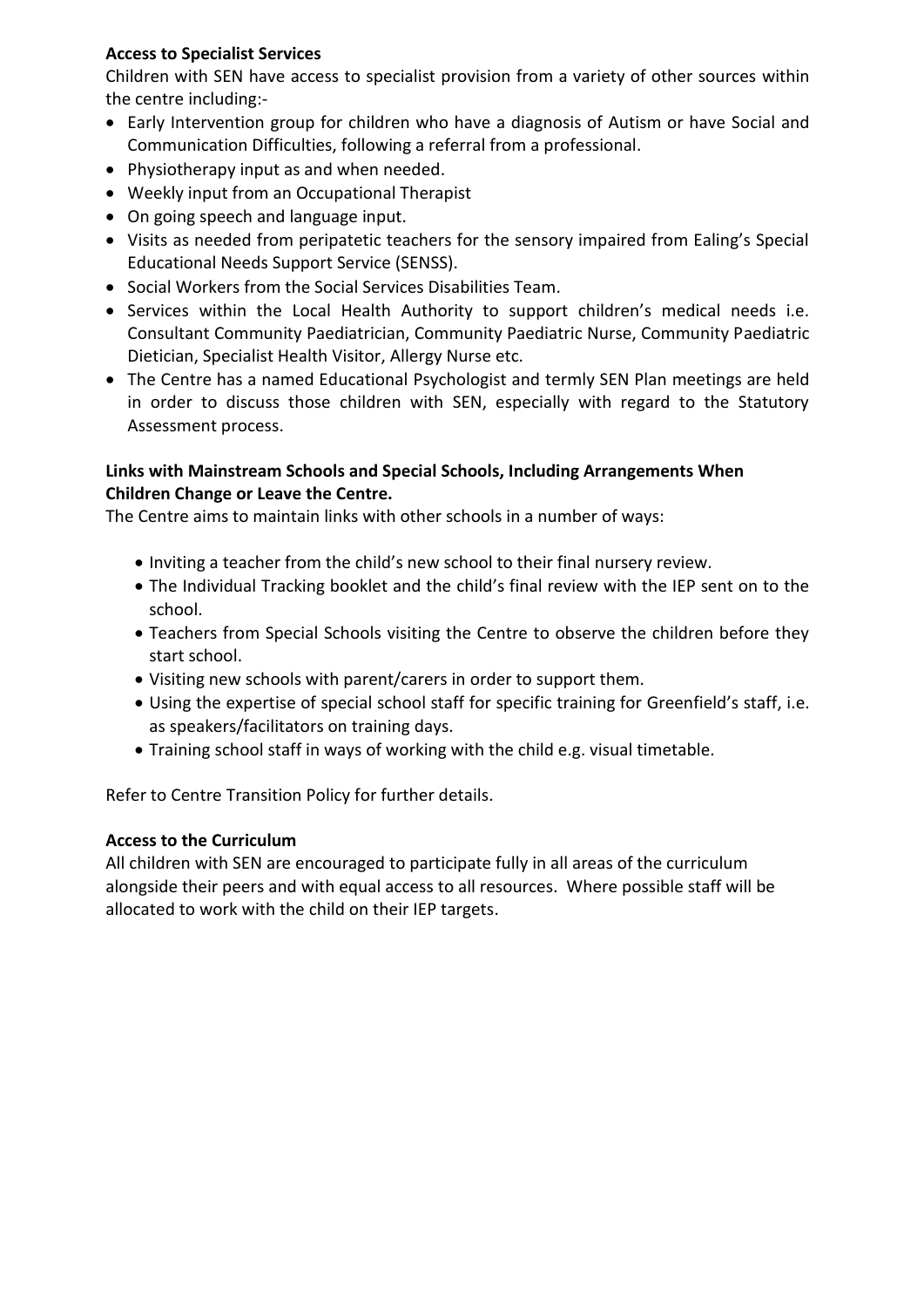**Access to Specialist Services**

Children with SEN have access to specialist provision from a variety of other sources within the centre including:-

- Early Intervention group for children who have a diagnosis of Autism or have Social and Communication Difficulties, following a referral from a professional.
- Physiotherapy input as and when needed.
- Weekly input from an Occupational Therapist
- On going speech and language input.
- Visits as needed from peripatetic teachers for the sensory impaired from Ealing's Special Educational Needs Support Service (SENSS).
- Social Workers from the Social Services Disabilities Team.
- Services within the Local Health Authority to support children's medical needs i.e. Consultant Community Paediatrician, Community Paediatric Nurse, Community Paediatric Dietician, Specialist Health Visitor, Allergy Nurse etc.
- The Centre has a named Educational Psychologist and termly SEN Plan meetings are held in order to discuss those children with SEN, especially with regard to the Statutory Assessment process.

**Links with Mainstream Schools and Special Schools, Including Arrangements When Children Change or Leave the Centre.**

The Centre aims to maintain links with other schools in a number of ways:

- Inviting a teacher from the child's new school to their final nursery review.
- The Individual Tracking booklet and the child's final review with the IEP sent on to the school.
- Teachers from Special Schools visiting the Centre to observe the children before they start school.
- Visiting new schools with parent/carers in order to support them.
- Using the expertise of special school staff for specific training for Greenfield's staff, i.e. as speakers/facilitators on training days.
- Training school staff in ways of working with the child e.g. visual timetable.

Refer to Centre Transition Policy for further details.

**Access to the Curriculum**

All children with SEN are encouraged to participate fully in all areas of the curriculum alongside their peers and with equal access to all resources. Where possible staff will be allocated to work with the child on their IEP targets.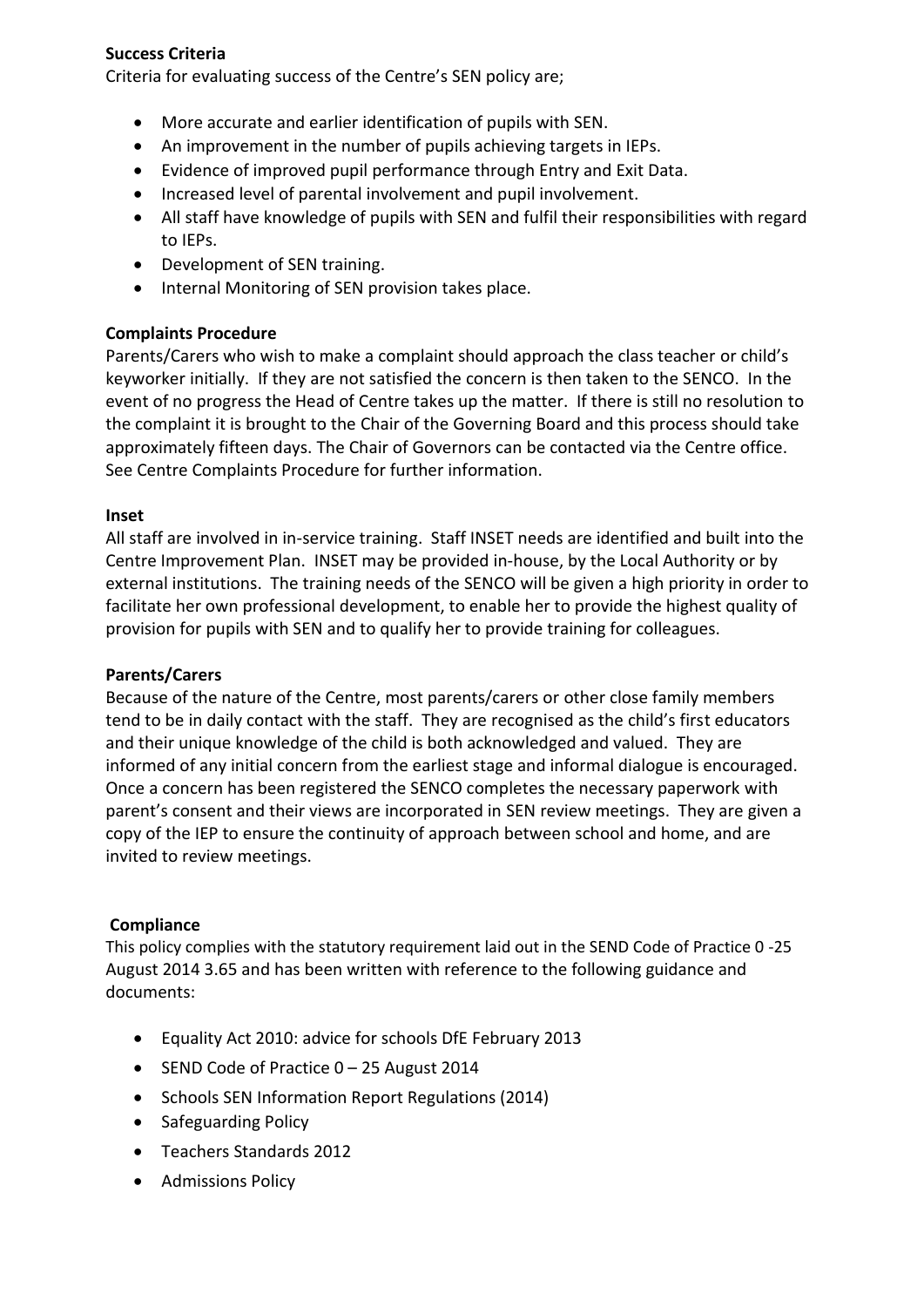**Success Criteria**

Criteria for evaluating success of the Centre's SEN policy are;

- More accurate and earlier identification of pupils with SEN.
- An improvement in the number of pupils achieving targets in IEPs.
- Evidence of improved pupil performance through Entry and Exit Data.
- Increased level of parental involvement and pupil involvement.
- All staff have knowledge of pupils with SEN and fulfil their responsibilities with regard to IEPs.
- Development of SEN training.
- Internal Monitoring of SEN provision takes place.

**Complaints Procedure**

Parents/Carers who wish to make a complaint should approach the class teacher or child's keyworker initially. If they are not satisfied the concern is then taken to the SENCO. In the event of no progress the Head of Centre takes up the matter. If there is still no resolution to the complaint it is brought to the Chair of the Governing Board and this process should take approximately fifteen days. The Chair of Governors can be contacted via the Centre office. See Centre Complaints Procedure for further information.

**Inset**

All staff are involved in in-service training. Staff INSET needs are identified and built into the Centre Improvement Plan. INSET may be provided in-house, by the Local Authority or by external institutions. The training needs of the SENCO will be given a high priority in order to facilitate her own professional development, to enable her to provide the highest quality of provision for pupils with SEN and to qualify her to provide training for colleagues.

**Parents/Carers**

Because of the nature of the Centre, most parents/carers or other close family members tend to be in daily contact with the staff. They are recognised as the child's first educators and their unique knowledge of the child is both acknowledged and valued. They are informed of any initial concern from the earliest stage and informal dialogue is encouraged. Once a concern has been registered the SENCO completes the necessary paperwork with parent's consent and their views are incorporated in SEN review meetings. They are given a copy of the IEP to ensure the continuity of approach between school and home, and are invited to review meetings.

**Compliance**

This policy complies with the statutory requirement laid out in the SEND Code of Practice 0 -25 August 2014 3.65 and has been written with reference to the following guidance and documents:

- Equality Act 2010: advice for schools DfE February 2013
- SEND Code of Practice 0 – 25 August 2014
- Schools SEN Information Report Regulations (2014)
- Safeguarding Policy
- Teachers Standards 2012
- Admissions Policy